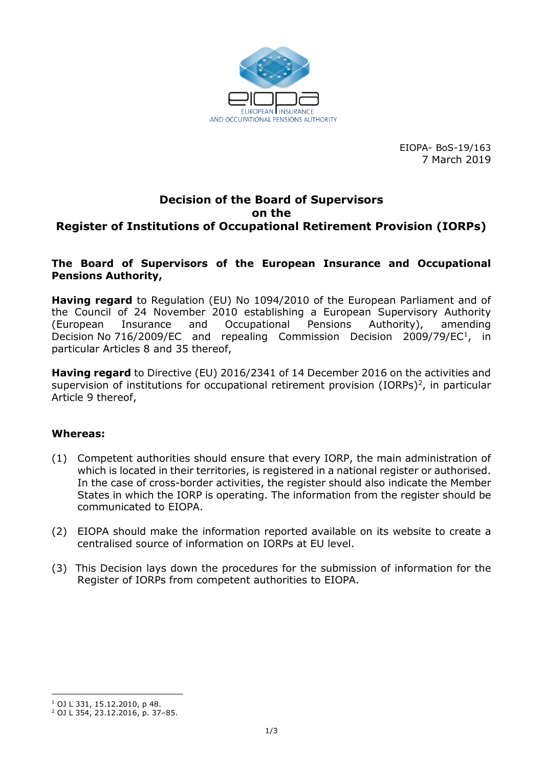EIOPA- BoS-19/163
7 March 2019

# Decision of the Board of Supervisors on the Register of Institutions of Occupational Retirement Provision (IORPs)

**The Board of Supervisors of the European Insurance and Occupational Pensions Authority,**

**Having regard** to Regulation (EU) No 1094/2010 of the European Parliament and of the Council of 24 November 2010 establishing a European Supervisory Authority (European Insurance and Occupational Pensions Authority), amending Decision No 716/2009/EC and repealing Commission Decision 2009/79/EC[1], in particular Articles 8 and 35 thereof,

**Having regard** to Directive (EU) 2016/2341 of 14 December 2016 on the activities and supervision of institutions for occupational retirement provision (IORPs)[2], in particular Article 9 thereof,

**Whereas:**

(1) Competent authorities should ensure that every IORP, the main administration of which is located in their territories, is registered in a national register or authorised. In the case of cross-border activities, the register should also indicate the Member States in which the IORP is operating. The information from the register should be communicated to EIOPA.

(2) EIOPA should make the information reported available on its website to create a centralised source of information on IORPs at EU level.

(3) This Decision lays down the procedures for the submission of information for the Register of IORPs from competent authorities to EIOPA.

---

[1] OJ L 331, 15.12.2010, p 48.

[2] OJ L 354, 23.12.2016, p. 37–85.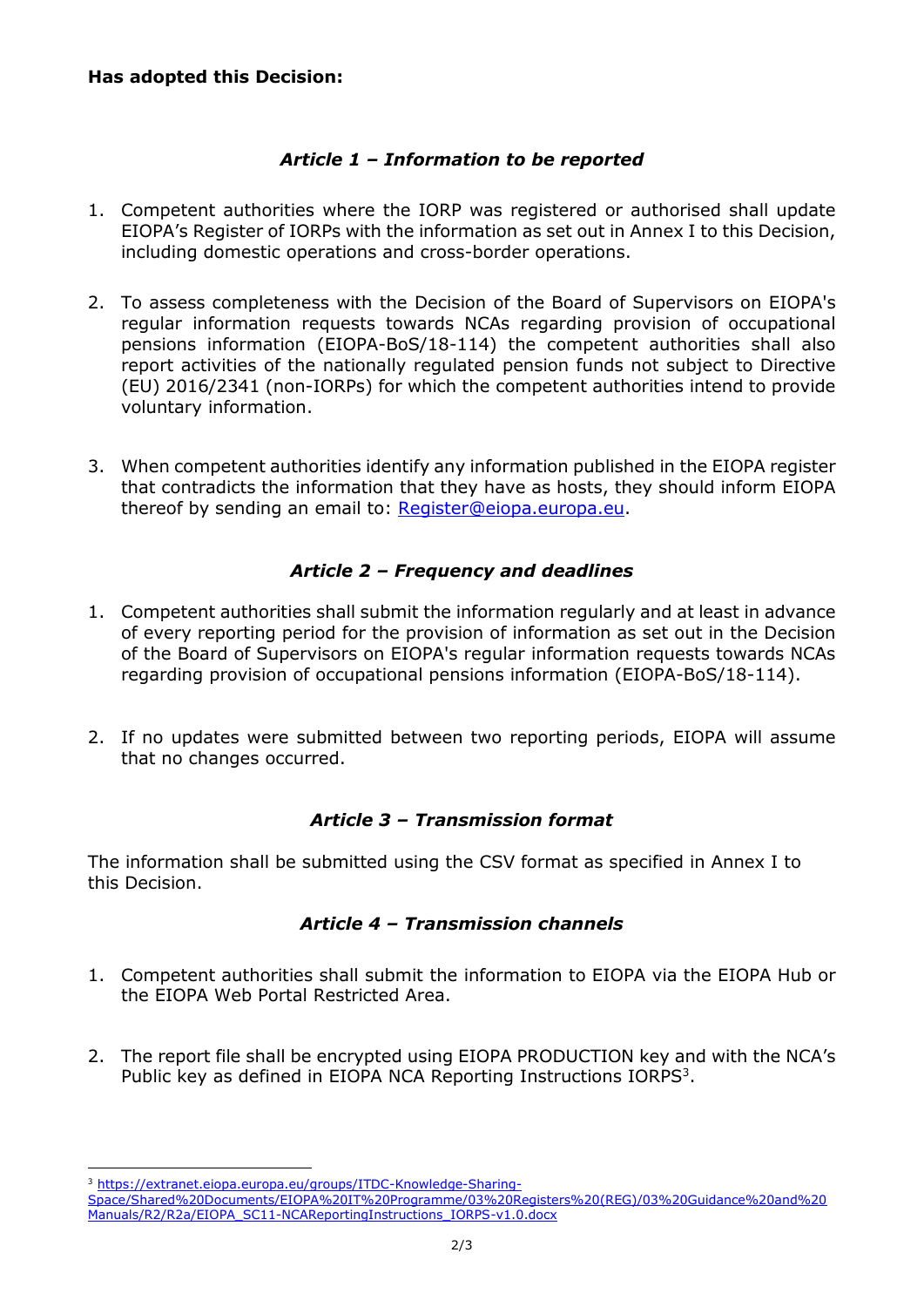**Has adopted this Decision:**

### *Article 1 – Information to be reported*

1. Competent authorities where the IORP was registered or authorised shall update EIOPA's Register of IORPs with the information as set out in Annex I to this Decision, including domestic operations and cross-border operations.

2. To assess completeness with the Decision of the Board of Supervisors on EIOPA's regular information requests towards NCAs regarding provision of occupational pensions information (EIOPA-BoS/18-114) the competent authorities shall also report activities of the nationally regulated pension funds not subject to Directive (EU) 2016/2341 (non-IORPs) for which the competent authorities intend to provide voluntary information.

3. When competent authorities identify any information published in the EIOPA register that contradicts the information that they have as hosts, they should inform EIOPA thereof by sending an email to: [Register@eiopa.europa.eu](mailto:Register@eiopa.europa.eu).

### *Article 2 – Frequency and deadlines*

1. Competent authorities shall submit the information regularly and at least in advance of every reporting period for the provision of information as set out in the Decision of the Board of Supervisors on EIOPA's regular information requests towards NCAs regarding provision of occupational pensions information (EIOPA-BoS/18-114).

2. If no updates were submitted between two reporting periods, EIOPA will assume that no changes occurred.

### *Article 3 – Transmission format*

The information shall be submitted using the CSV format as specified in Annex I to this Decision.

### *Article 4 – Transmission channels*

1. Competent authorities shall submit the information to EIOPA via the EIOPA Hub or the EIOPA Web Portal Restricted Area.

2. The report file shall be encrypted using EIOPA PRODUCTION key and with the NCA's Public key as defined in EIOPA NCA Reporting Instructions IORPS[3].

---

[3] [https://extranet.eiopa.europa.eu/groups/ITDC-Knowledge-Sharing-Space/Shared%20Documents/EIOPA%20IT%20Programme/03%20Registers%20(REG)/03%20Guidance%20and%20Manuals/R2/R2a/EIOPA_SC11-NCAReportingInstructions_IORPS-v1.0.docx](https://extranet.eiopa.europa.eu/groups/ITDC-Knowledge-Sharing-Space/Shared%20Documents/EIOPA%20IT%20Programme/03%20Registers%20(REG)/03%20Guidance%20and%20Manuals/R2/R2a/EIOPA_SC11-NCAReportingInstructions_IORPS-v1.0.docx)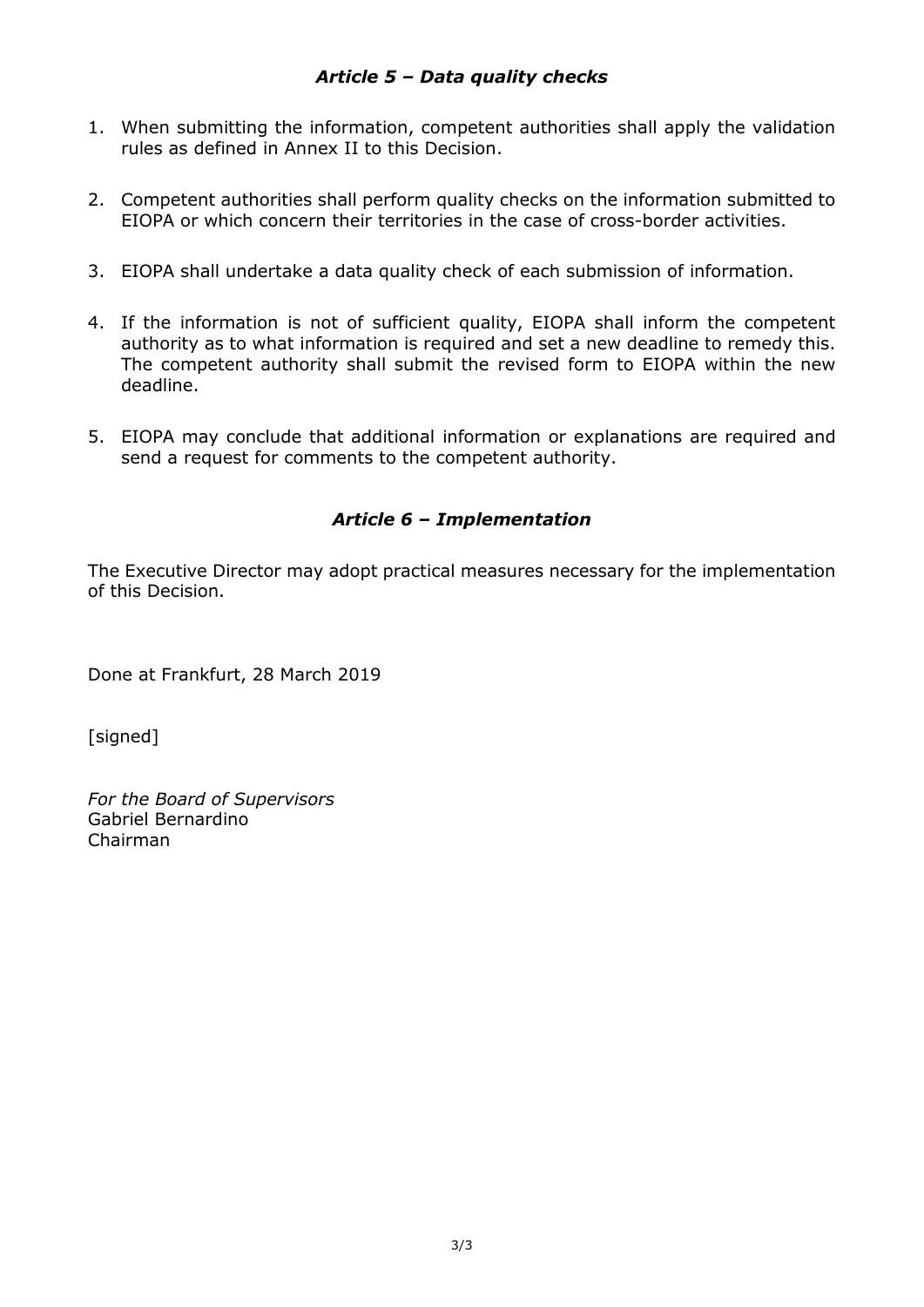### *Article 5 – Data quality checks*

1. When submitting the information, competent authorities shall apply the validation rules as defined in Annex II to this Decision.

2. Competent authorities shall perform quality checks on the information submitted to EIOPA or which concern their territories in the case of cross-border activities.

3. EIOPA shall undertake a data quality check of each submission of information.

4. If the information is not of sufficient quality, EIOPA shall inform the competent authority as to what information is required and set a new deadline to remedy this. The competent authority shall submit the revised form to EIOPA within the new deadline.

5. EIOPA may conclude that additional information or explanations are required and send a request for comments to the competent authority.

### *Article 6 – Implementation*

The Executive Director may adopt practical measures necessary for the implementation of this Decision.

Done at Frankfurt, 28 March 2019

[signed]

*For the Board of Supervisors*
Gabriel Bernardino
Chairman